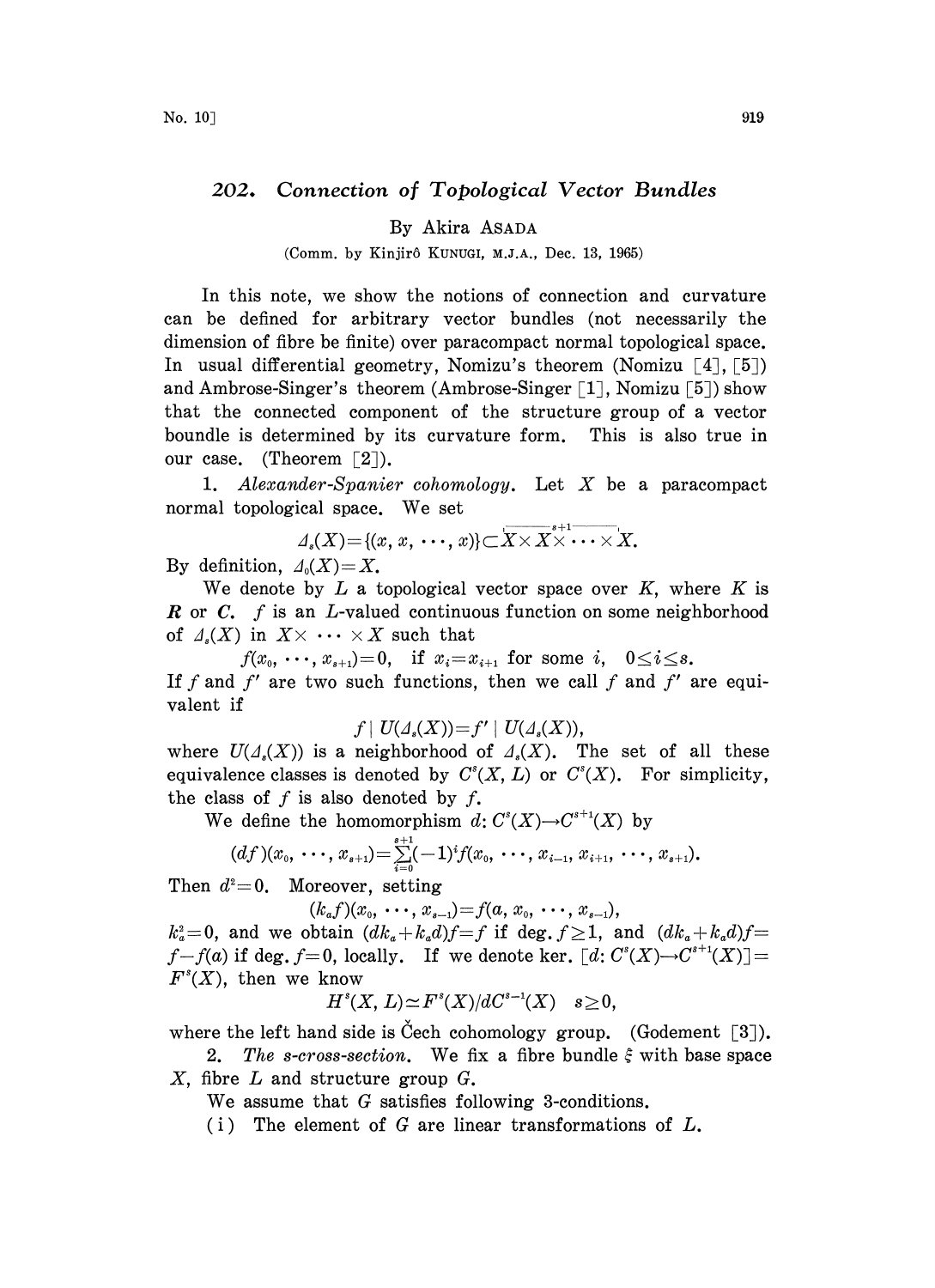## 202. *Connection of Topological Vector Bundles*

By Akira ASADA

(Comm. by Kinjirô KUNUGI, M.J.A., Dec. 13, 1965)

In this note, we show the notions of connection and curvature can be defined for arbitrary vector bundles (not necessarily the dimension of fibre be finite) over paracompact normal topological space. In usual differential geometry, Nomizu's theorem (Nomizu [4], [5]) and Ambrose-Singer's theorem (Ambrose-Singer [1], Nomizu [5]) show that the connected component of the structure group of a vector boundle is determined by its curvature form. This is also true in our case. (Theorem [2]).

1. *Alexander-Spanier cohomology.* Let $X$ be a paracompact normal topological space. We set

$$\Delta_s(X)=\{(x, x, \cdots, x)\}\subset \overbrace{X\times X\times\cdots\times X}^{s+1}.$$

By definition, $\Delta_0(X)=X$.

We denote by $L$ a topological vector space over $K$, where $K$ is $\boldsymbol{R}$ or $\boldsymbol{C}$. $f$ is an $L$-valued continuous function on some neighborhood of $\Delta_s(X)$ in $X\times\cdots\times X$ such that

$$f(x_0, \cdots, x_{s+1})=0, \quad \text{if } x_i=x_{i+1} \text{ for some } i, \quad 0\leq i\leq s.$$

If $f$ and $f'$ are two such functions, then we call $f$ and $f'$ are equivalent if

$$f\mid U(\Delta_s(X))=f'\mid U(\Delta_s(X)),$$

where $U(\Delta_s(X))$ is a neighborhood of $\Delta_s(X)$. The set of all these equivalence classes is denoted by $C^s(X, L)$ or $C^s(X)$. For simplicity, the class of $f$ is also denoted by $f$.

We define the homomorphism $d: C^s(X)\to C^{s+1}(X)$ by

$$(df)(x_0, \cdots, x_{s+1})=\sum_{i=0}^{s+1}(-1)^i f(x_0, \cdots, x_{i-1}, x_{i+1}, \cdots, x_{s+1}).$$

Then $d^2=0$. Moreover, setting

$$(k_a f)(x_0, \cdots, x_{s-1})=f(a, x_0, \cdots, x_{s-1}),$$

$k_a^2=0$, and we obtain $(dk_a+k_a d)f=f$ if $\deg. f\geq 1$, and $(dk_a+k_a d)f=f-f(a)$ if $\deg. f=0$, locally. If we denote $\ker. [d: C^s(X)\to C^{s+1}(X)]=F^s(X)$, then we know

$$H^s(X, L)\simeq F^s(X)/dC^{s-1}(X) \quad s\geq 0,$$

where the left hand side is Čech cohomology group. (Godement [3]).

2. *The s-cross-section.* We fix a fibre bundle $\xi$ with base space $X$, fibre $L$ and structure group $G$.

We assume that $G$ satisfies following 3-conditions.

(i) The element of $G$ are linear transformations of $L$.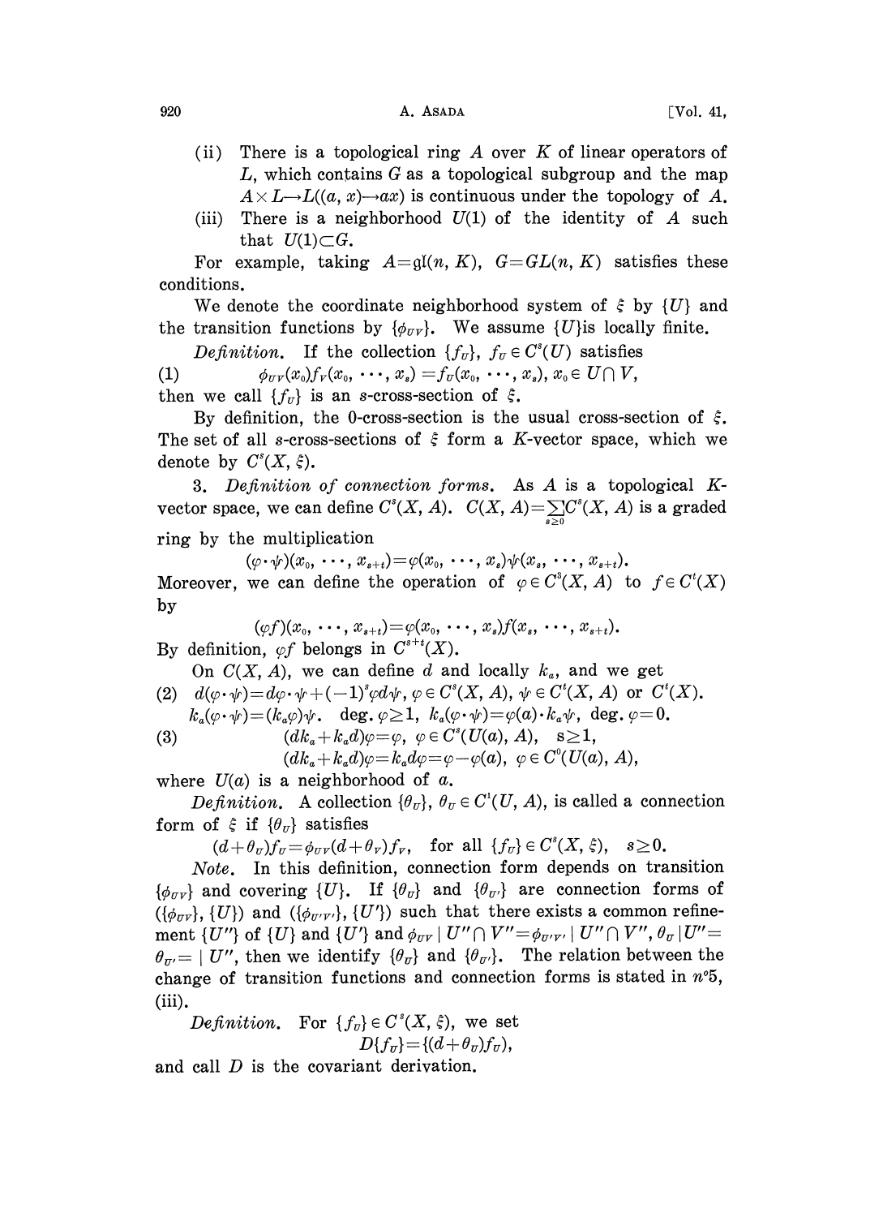(ii) There is a topological ring $A$ over $K$ of linear operators of $L$, which contains $G$ as a topological subgroup and the map $A\times L\to L((a,x)\to ax)$ is continuous under the topology of $A$.

(iii) There is a neighborhood $U(1)$ of the identity of $A$ such that $U(1)\subset G$.

For example, taking $A=\mathfrak{gl}(n,K)$, $G=GL(n,K)$ satisfies these conditions.

We denote the coordinate neighborhood system of $\xi$ by $\{U\}$ and the transition functions by $\{\phi_{UV}\}$. We assume $\{U\}$is locally finite.

*Definition.* If the collection $\{f_U\}$, $f_U\in C^s(U)$ satisfies

$$(1)\qquad \phi_{UV}(x_0)f_V(x_0,\cdots,x_s)=f_U(x_0,\cdots,x_s),\ x_0\in U\cap V,$$

then we call $\{f_U\}$ is an $s$-cross-section of $\xi$.

By definition, the 0-cross-section is the usual cross-section of $\xi$. The set of all $s$-cross-sections of $\xi$ form a $K$-vector space, which we denote by $C^s(X,\xi)$.

3. *Definition of connection forms.* As $A$ is a topological $K$-vector space, we can define $C^s(X,A)$. $C(X,A)=\sum_{s\geq 0}C^s(X,A)$ is a graded ring by the multiplication

$$(\varphi\cdot\psi)(x_0,\cdots,x_{s+t})=\varphi(x_0,\cdots,x_s)\psi(x_s,\cdots,x_{s+t}).$$

Moreover, we can define the operation of $\varphi\in C^s(X,A)$ to $f\in C^t(X)$ by

$$(\varphi f)(x_0,\cdots,x_{s+t})=\varphi(x_0,\cdots,x_s)f(x_s,\cdots,x_{s+t}).$$

By definition, $\varphi f$ belongs in $C^{s+t}(X)$.

On $C(X,A)$, we can define $d$ and locally $k_a$, and we get

$$(2)\qquad d(\varphi\cdot\psi)=d\varphi\cdot\psi+(-1)^s\varphi d\psi,\ \varphi\in C^s(X,A),\ \psi\in C^t(X,A)\text{ or }C^t(X).$$

$$k_a(\varphi\cdot\psi)=(k_a\varphi)\psi.\ \ \deg.\varphi\geq 1,\ \ k_a(\varphi\cdot\psi)=\varphi(a)\cdot k_a\psi,\ \deg.\varphi=0.$$

$$(3)\qquad (dk_a+k_ad)\varphi=\varphi,\ \varphi\in C^s(U(a),A),\ \ s\geq 1,$$

$$(dk_a+k_ad)\varphi=k_ad\varphi=\varphi-\varphi(a),\ \varphi\in C^0(U(a),A),$$

where $U(a)$ is a neighborhood of $a$.

*Definition.* A collection $\{\theta_U\}$, $\theta_U\in C^1(U,A)$, is called a connection form of $\xi$ if $\{\theta_U\}$ satisfies

$$(d+\theta_U)f_U=\phi_{UV}(d+\theta_V)f_V,\ \ \text{for all }\{f_U\}\in C^s(X,\xi),\ \ s\geq 0.$$

*Note.* In this definition, connection form depends on transition $\{\phi_{UV}\}$ and covering $\{U\}$. If $\{\theta_U\}$ and $\{\theta_{U'}\}$ are connection forms of $(\{\phi_{UV}\},\{U\})$ and $(\{\phi_{U'V'}\},\{U'\})$ such that there exists a common refinement $\{U''\}$ of $\{U\}$ and $\{U'\}$ and $\phi_{UV}\mid U''\cap V''=\phi_{U'V'}\mid U''\cap V''$, $\theta_U\mid U''=\theta_{U'}=\mid U''$, then we identify $\{\theta_U\}$ and $\{\theta_{U'}\}$. The relation between the change of transition functions and connection forms is stated in $n^o$5, (iii).

*Definition.* For $\{f_U\}\in C^s(X,\xi)$, we set

$$D\{f_U\}=\{(d+\theta_U)f_U\},$$

and call $D$ is the covariant derivation.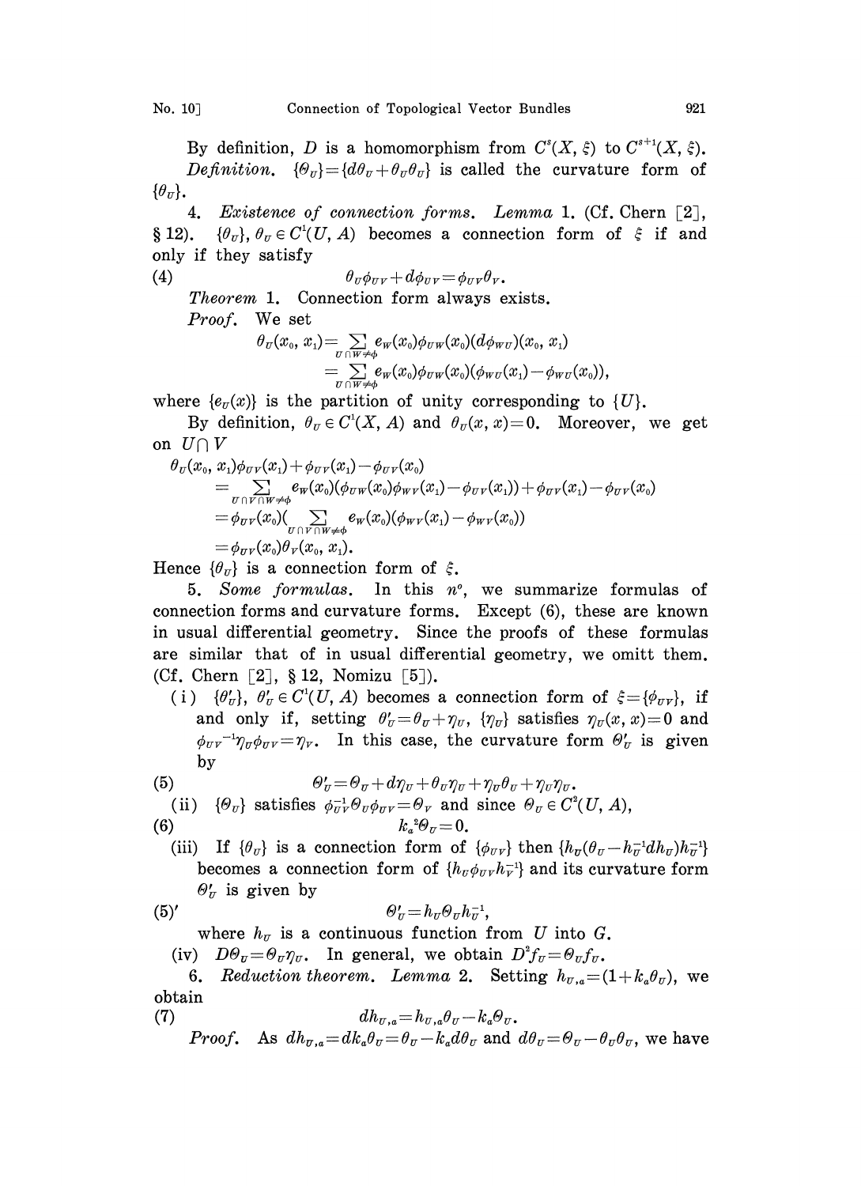By definition, $D$ is a homomorphism from $C^s(X, \xi)$ to $C^{s+1}(X, \xi)$.

*Definition.* $\{\Theta_U\} = \{d\theta_U + \theta_U\theta_U\}$ is called the curvature form of $\{\theta_U\}$.

4. *Existence of connection forms.* *Lemma* 1. (Cf. Chern [2], § 12). $\{\theta_U\}$, $\theta_U \in C^1(U, A)$ becomes a connection form of $\xi$ if and only if they satisfy

$$\theta_U\phi_{UV} + d\phi_{UV} = \phi_{UV}\theta_V. \tag{4}$$

*Theorem* 1. Connection form always exists.

*Proof.* We set

$$\begin{aligned}\theta_U(x_0, x_1) &= \sum_{U\cap W\neq\phi} e_W(x_0)\phi_{UW}(x_0)(d\phi_{WU})(x_0, x_1)\\ &= \sum_{U\cap W\neq\phi} e_W(x_0)\phi_{UW}(x_0)(\phi_{WU}(x_1) - \phi_{WU}(x_0)),\end{aligned}$$

where $\{e_U(x)\}$ is the partition of unity corresponding to $\{U\}$.

By definition, $\theta_U \in C^1(X, A)$ and $\theta_U(x, x) = 0$. Moreover, we get on $U \cap V$

$$\begin{aligned}&\theta_U(x_0, x_1)\phi_{UV}(x_1) + \phi_{UV}(x_1) - \phi_{UV}(x_0)\\ &= \sum_{U\cap V\cap W\neq\phi} e_W(x_0)(\phi_{UW}(x_0)\phi_{WV}(x_1) - \phi_{UV}(x_1)) + \phi_{UV}(x_1) - \phi_{UV}(x_0)\\ &= \phi_{UV}(x_0)\Big(\sum_{U\cap V\cap W\neq\phi} e_W(x_0)(\phi_{WV}(x_1) - \phi_{WV}(x_0))\Big)\\ &= \phi_{UV}(x_0)\theta_V(x_0, x_1).\end{aligned}$$

Hence $\{\theta_U\}$ is a connection form of $\xi$.

5. *Some formulas.* In this $n^o$, we summarize formulas of connection forms and curvature forms. Except (6), these are known in usual differential geometry. Since the proofs of these formulas are similar that of in usual differential geometry, we omitt them. (Cf. Chern [2], § 12, Nomizu [5]).

(i) $\{\theta'_U\}$, $\theta'_U \in C^1(U, A)$ becomes a connection form of $\xi = \{\phi_{UV}\}$, if and only if, setting $\theta'_U = \theta_U + \eta_U$, $\{\eta_U\}$ satisfies $\eta_U(x, x) = 0$ and $\phi_{UV}{}^{-1}\eta_U\phi_{UV} = \eta_V$. In this case, the curvature form $\Theta'_U$ is given by

$$\Theta'_U = \Theta_U + d\eta_U + \theta_U\eta_U + \eta_U\theta_U + \eta_U\eta_U. \tag{5}$$

(ii) $\{\Theta_U\}$ satisfies $\phi_{UV}^{-1}\Theta_U\phi_{UV} = \Theta_V$ and since $\Theta_U \in C^2(U, A)$,

$$k_a{}^2\Theta_U = 0. \tag{6}$$

(iii) If $\{\theta_U\}$ is a connection form of $\{\phi_{UV}\}$ then $\{h_U(\theta_U - h_U^{-1}dh_U)h_U^{-1}\}$ becomes a connection form of $\{h_U\phi_{UV}h_V^{-1}\}$ and its curvature form $\Theta'_U$ is given by

$$\Theta'_U = h_U\Theta_U h_U^{-1}, \tag{5$'$}$$

where $h_U$ is a continuous function from $U$ into $G$.

(iv) $D\Theta_U = \Theta_U\eta_U$. In general, we obtain $D^2 f_U = \Theta_U f_U$.

6. *Reduction theorem.* *Lemma* 2. Setting $h_{U,a} = (1 + k_a\theta_U)$, we obtain

$$dh_{U,a} = h_{U,a}\theta_U - k_a\Theta_U. \tag{7}$$

*Proof.* As $dh_{U,a} = dk_a\theta_U = \theta_U - k_a d\theta_U$ and $d\theta_U = \Theta_U - \theta_U\theta_U$, we have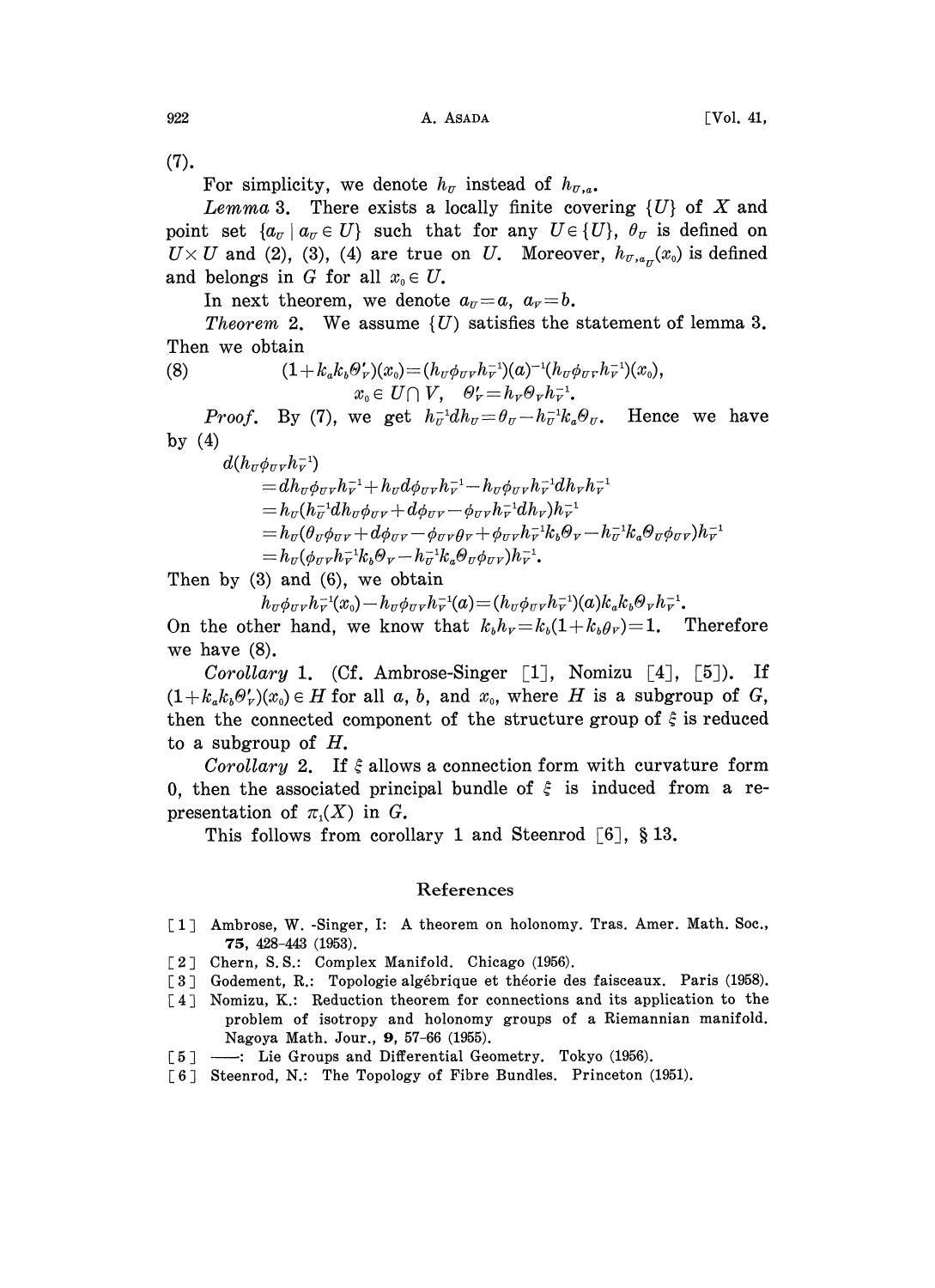(7).

For simplicity, we denote $h_U$ instead of $h_{U,a}$.

*Lemma* 3. There exists a locally finite covering $\{U\}$ of $X$ and point set $\{a_U \mid a_U \in U\}$ such that for any $U \in \{U\}$, $\theta_U$ is defined on $U \times U$ and (2), (3), (4) are true on $U$. Moreover, $h_{U,a_U}(x_0)$ is defined and belongs in $G$ for all $x_0 \in U$.

In next theorem, we denote $a_U = a$, $a_V = b$.

*Theorem* 2. We assume $\{U\}$ satisfies the statement of lemma 3. Then we obtain

$$(8) \qquad (1 + k_a k_b \Theta'_V)(x_0) = (h_U \phi_{UV} h_V^{-1})(a)^{-1} (h_U \phi_{UV} h_V^{-1})(x_0),$$
$$x_0 \in U \cap V, \quad \Theta'_V = h_V \Theta_V h_V^{-1}.$$

*Proof.* By (7), we get $h_U^{-1} dh_U = \theta_U - h_U^{-1} k_a \Theta_U$. Hence we have by (4)

$$\begin{aligned}
&d(h_U \phi_{UV} h_V^{-1}) \\
&= dh_U \phi_{UV} h_V^{-1} + h_U d\phi_{UV} h_V^{-1} - h_U \phi_{UV} h_V^{-1} dh_V h_V^{-1} \\
&= h_U (h_U^{-1} dh_U \phi_{UV} + d\phi_{UV} - \phi_{UV} h_V^{-1} dh_V) h_V^{-1} \\
&= h_U (\theta_U \phi_{UV} + d\phi_{UV} - \phi_{UV} \theta_V + \phi_{UV} h_V^{-1} k_b \Theta_V - h_U^{-1} k_a \Theta_U \phi_{UV}) h_V^{-1} \\
&= h_U (\phi_{UV} h_V^{-1} k_b \Theta_V - h_U^{-1} k_a \Theta_U \phi_{UV}) h_V^{-1}.
\end{aligned}$$

Then by (3) and (6), we obtain

$$h_U \phi_{UV} h_V^{-1}(x_0) - h_U \phi_{UV} h_V^{-1}(a) = (h_U \phi_{UV} h_V^{-1})(a) k_a k_b \Theta_V h_V^{-1}.$$

On the other hand, we know that $k_b h_V = k_b (1 + k_b \theta_V) = 1$. Therefore we have (8).

*Corollary* 1. (Cf. Ambrose-Singer [1], Nomizu [4], [5]). If $(1 + k_a k_b \Theta'_V)(x_0) \in H$ for all $a$, $b$, and $x_0$, where $H$ is a subgroup of $G$, then the connected component of the structure group of $\xi$ is reduced to a subgroup of $H$.

*Corollary* 2. If $\xi$ allows a connection form with curvature form 0, then the associated principal bundle of $\xi$ is induced from a representation of $\pi_1(X)$ in $G$.

This follows from corollary 1 and Steenrod [6], § 13.

## References

[1] Ambrose, W. -Singer, I: A theorem on holonomy. Tras. Amer. Math. Soc., **75**, 428-443 (1953).

[2] Chern, S. S.: Complex Manifold. Chicago (1956).

[3] Godement, R.: Topologie algébrique et théorie des faisceaux. Paris (1958).

[4] Nomizu, K.: Reduction theorem for connections and its application to the problem of isotropy and holonomy groups of a Riemannian manifold. Nagoya Math. Jour., **9**, 57-66 (1955).

[5] ——: Lie Groups and Differential Geometry. Tokyo (1956).

[6] Steenrod, N.: The Topology of Fibre Bundles. Princeton (1951).